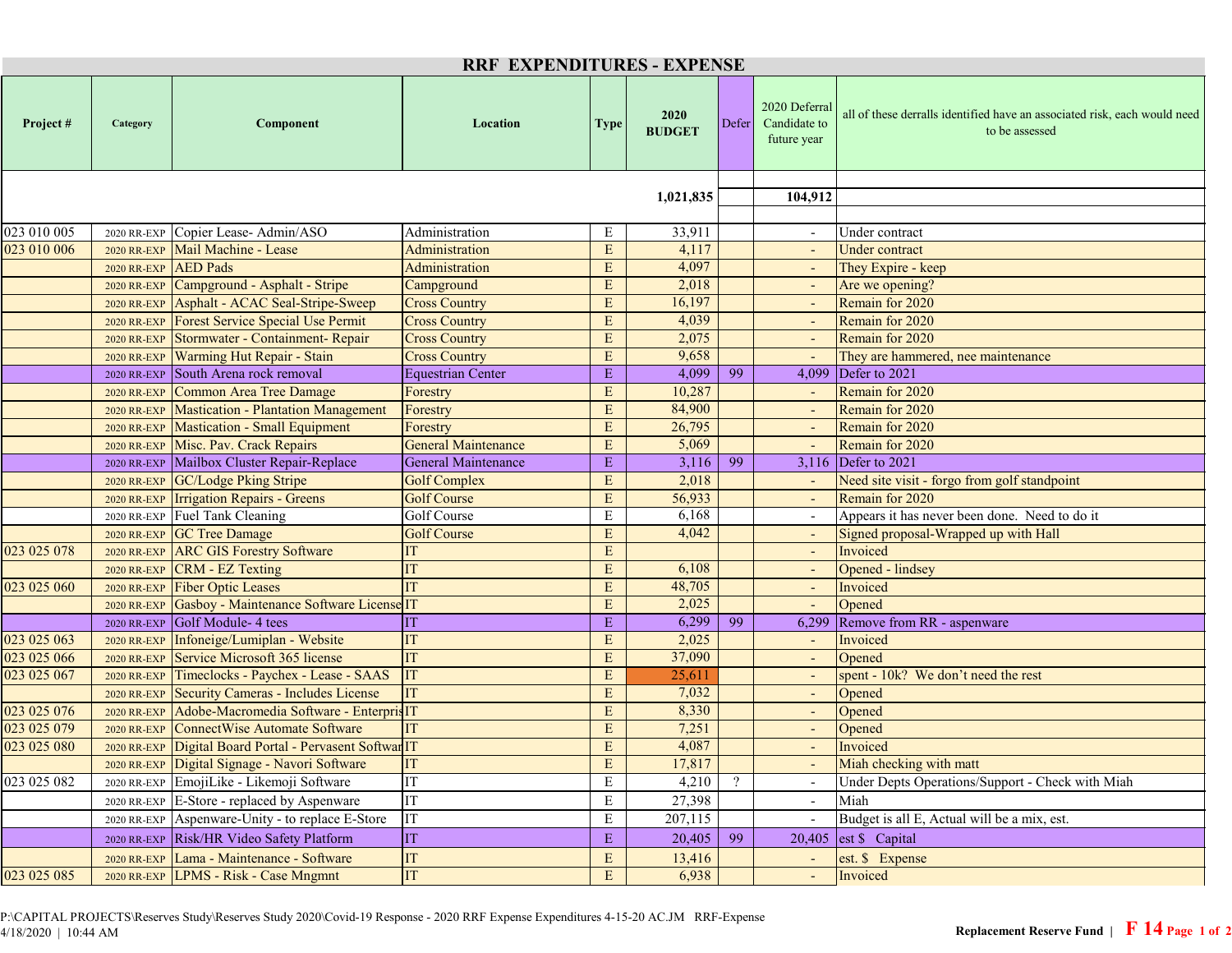# RRF EXPENDITURES - EXPENSE

| Project # | Category | Component | Location | Type | 2020 BUDGET | Defer | 2020 Deferral Candidate to future year | all of these derralls identified have an associated risk, each would need to be assessed |
|---|---|---|---|---|---|---|---|---|
| | | | | | 1,021,835 | | 104,912 | |
| 023 010 005 | 2020 RR-EXP | Copier Lease- Admin/ASO | Administration | E | 33,911 | | - | Under contract |
| 023 010 006 | 2020 RR-EXP | Mail Machine - Lease | Administration | E | 4,117 | | - | Under contract |
| | 2020 RR-EXP | AED Pads | Administration | E | 4,097 | | - | They Expire - keep |
| | 2020 RR-EXP | Campground - Asphalt - Stripe | Campground | E | 2,018 | | - | Are we opening? |
| | 2020 RR-EXP | Asphalt - ACAC Seal-Stripe-Sweep | Cross Country | E | 16,197 | | - | Remain for 2020 |
| | 2020 RR-EXP | Forest Service Special Use Permit | Cross Country | E | 4,039 | | - | Remain for 2020 |
| | 2020 RR-EXP | Stormwater - Containment- Repair | Cross Country | E | 2,075 | | - | Remain for 2020 |
| | 2020 RR-EXP | Warming Hut Repair - Stain | Cross Country | E | 9,658 | | - | They are hammered, nee maintenance |
| | 2020 RR-EXP | South Arena rock removal | Equestrian Center | E | 4,099 | 99 | 4,099 | Defer to 2021 |
| | 2020 RR-EXP | Common Area Tree Damage | Forestry | E | 10,287 | | - | Remain for 2020 |
| | 2020 RR-EXP | Mastication - Plantation Management | Forestry | E | 84,900 | | - | Remain for 2020 |
| | 2020 RR-EXP | Mastication - Small Equipment | Forestry | E | 26,795 | | - | Remain for 2020 |
| | 2020 RR-EXP | Misc. Pav. Crack Repairs | General Maintenance | E | 5,069 | | - | Remain for 2020 |
| | 2020 RR-EXP | Mailbox Cluster Repair-Replace | General Maintenance | E | 3,116 | 99 | 3,116 | Defer to 2021 |
| | 2020 RR-EXP | GC/Lodge Pking Stripe | Golf Complex | E | 2,018 | | - | Need site visit - forgo from golf standpoint |
| | 2020 RR-EXP | Irrigation Repairs - Greens | Golf Course | E | 56,933 | | - | Remain for 2020 |
| | 2020 RR-EXP | Fuel Tank Cleaning | Golf Course | E | 6,168 | | - | Appears it has never been done. Need to do it |
| | 2020 RR-EXP | GC Tree Damage | Golf Course | E | 4,042 | | - | Signed proposal-Wrapped up with Hall |
| 023 025 078 | 2020 RR-EXP | ARC GIS Forestry Software | IT | E | | | - | Invoiced |
| | 2020 RR-EXP | CRM - EZ Texting | IT | E | 6,108 | | - | Opened - lindsey |
| 023 025 060 | 2020 RR-EXP | Fiber Optic Leases | IT | E | 48,705 | | - | Invoiced |
| | 2020 RR-EXP | Gasboy - Maintenance Software License | IT | E | 2,025 | | - | Opened |
| | 2020 RR-EXP | Golf Module- 4 tees | IT | E | 6,299 | 99 | 6,299 | Remove from RR - aspenware |
| 023 025 063 | 2020 RR-EXP | Infoneige/Lumiplan - Website | IT | E | 2,025 | | - | Invoiced |
| 023 025 066 | 2020 RR-EXP | Service Microsoft 365 license | IT | E | 37,090 | | - | Opened |
| 023 025 067 | 2020 RR-EXP | Timeclocks - Paychex - Lease - SAAS | IT | E | 25,611 | | - | spent - 10k? We don't need the rest |
| | 2020 RR-EXP | Security Cameras - Includes License | IT | E | 7,032 | | - | Opened |
| 023 025 076 | 2020 RR-EXP | Adobe-Macromedia Software - Enterpris | IT | E | 8,330 | | - | Opened |
| 023 025 079 | 2020 RR-EXP | ConnectWise Automate Software | IT | E | 7,251 | | - | Opened |
| 023 025 080 | 2020 RR-EXP | Digital Board Portal - Pervasent Softwar | IT | E | 4,087 | | - | Invoiced |
| | 2020 RR-EXP | Digital Signage - Navori Software | IT | E | 17,817 | | - | Miah checking with matt |
| 023 025 082 | 2020 RR-EXP | EmojiLike - Likemoji Software | IT | E | 4,210 | ? | - | Under Depts Operations/Support - Check with Miah |
| | 2020 RR-EXP | E-Store - replaced by Aspenware | IT | E | 27,398 | | - | Miah |
| | 2020 RR-EXP | Aspenware-Unity - to replace E-Store | IT | E | 207,115 | | - | Budget is all E, Actual will be a mix, est. |
| | 2020 RR-EXP | Risk/HR Video Safety Platform | IT | E | 20,405 | 99 | 20,405 | est $ Capital |
| | 2020 RR-EXP | Lama - Maintenance - Software | IT | E | 13,416 | | - | est. $ Expense |
| 023 025 085 | 2020 RR-EXP | LPMS - Risk - Case Mngmnt | IT | E | 6,938 | | - | Invoiced |

P:\CAPITAL PROJECTS\Reserves Study\Reserves Study 2020\Covid-19 Response - 2020 RRF Expense Expenditures 4-15-20 AC.JM RRF-Expense
4/18/2020 | 10:44 AM

Replacement Reserve Fund | F 14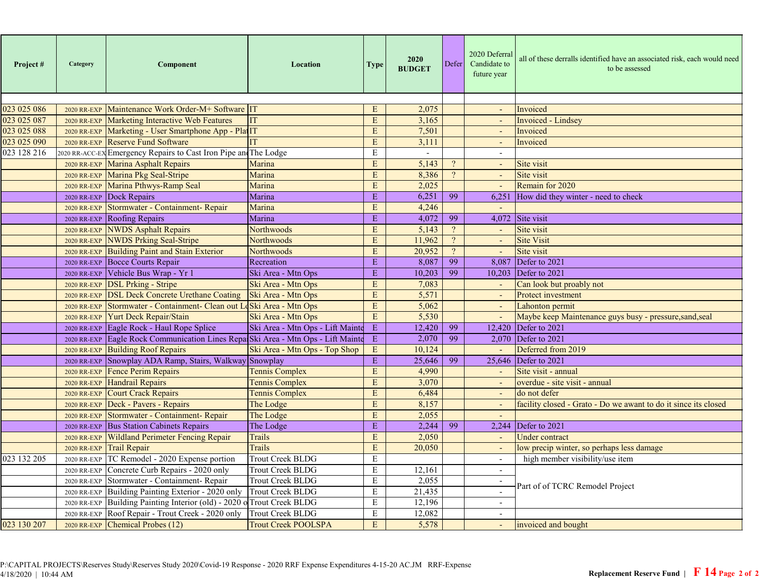| Project # | Category | Component | Location | Type | 2020 BUDGET | Defer | 2020 Deferral Candidate to future year | all of these derralls identified have an associated risk, each would need to be assessed |
|---|---|---|---|---|---|---|---|---|
| 023 025 086 | 2020 RR-EXP | Maintenance Work Order-M+ Software | IT | E | 2,075 | | - | Invoiced |
| 023 025 087 | 2020 RR-EXP | Marketing Interactive Web Features | IT | E | 3,165 | | - | Invoiced - Lindsey |
| 023 025 088 | 2020 RR-EXP | Marketing - User Smartphone App - Plat | IT | E | 7,501 | | - | Invoiced |
| 023 025 090 | 2020 RR-EXP | Reserve Fund Software | IT | E | 3,111 | | - | Invoiced |
| 023 128 216 | 2020 RR-ACC-EX | Emergency Repairs to Cast Iron Pipe and | The Lodge | E | - | | - | |
| | 2020 RR-EXP | Marina Asphalt Repairs | Marina | E | 5,143 | ? | - | Site visit |
| | 2020 RR-EXP | Marina Pkg Seal-Stripe | Marina | E | 8,386 | ? | - | Site visit |
| | 2020 RR-EXP | Marina Pthwys-Ramp Seal | Marina | E | 2,025 | | - | Remain for 2020 |
| | 2020 RR-EXP | Dock Repairs | Marina | E | 6,251 | 99 | 6,251 | How did they winter - need to check |
| | 2020 RR-EXP | Stormwater - Containment- Repair | Marina | E | 4,246 | | - | |
| | 2020 RR-EXP | Roofing Repairs | Marina | E | 4,072 | 99 | 4,072 | Site visit |
| | 2020 RR-EXP | NWDS Asphalt Repairs | Northwoods | E | 5,143 | ? | - | Site visit |
| | 2020 RR-EXP | NWDS Prking Seal-Stripe | Northwoods | E | 11,962 | ? | - | Site Visit |
| | 2020 RR-EXP | Building Paint and Stain Exterior | Northwoods | E | 20,952 | ? | - | Site visit |
| | 2020 RR-EXP | Bocce Courts Repair | Recreation | E | 8,087 | 99 | 8,087 | Defer to 2021 |
| | 2020 RR-EXP | Vehicle Bus Wrap - Yr 1 | Ski Area - Mtn Ops | E | 10,203 | 99 | 10,203 | Defer to 2021 |
| | 2020 RR-EXP | DSL Prking - Stripe | Ski Area - Mtn Ops | E | 7,083 | | - | Can look but proably not |
| | 2020 RR-EXP | DSL Deck Concrete Urethane Coating | Ski Area - Mtn Ops | E | 5,571 | | - | Protect investment |
| | 2020 RR-EXP | Stormwater - Containment- Clean out Lo | Ski Area - Mtn Ops | E | 5,062 | | - | Lahonton permit |
| | 2020 RR-EXP | Yurt Deck Repair/Stain | Ski Area - Mtn Ops | E | 5,530 | | - | Maybe keep Maintenance guys busy - pressure,sand,seal |
| | 2020 RR-EXP | Eagle Rock - Haul Rope Splice | Ski Area - Mtn Ops - Lift Mainte | E | 12,420 | 99 | 12,420 | Defer to 2021 |
| | 2020 RR-EXP | Eagle Rock Communication Lines Repai | Ski Area - Mtn Ops - Lift Mainte | E | 2,070 | 99 | 2,070 | Defer to 2021 |
| | 2020 RR-EXP | Building Roof Repairs | Ski Area - Mtn Ops - Top Shop | E | 10,124 | | - | Deferred from 2019 |
| | 2020 RR-EXP | Snowplay ADA Ramp, Stairs, Walkway | Snowplay | E | 25,646 | 99 | 25,646 | Defer to 2021 |
| | 2020 RR-EXP | Fence Perim Repairs | Tennis Complex | E | 4,990 | | - | Site visit - annual |
| | 2020 RR-EXP | Handrail Repairs | Tennis Complex | E | 3,070 | | - | overdue - site visit - annual |
| | 2020 RR-EXP | Court Crack Repairs | Tennis Complex | E | 6,484 | | - | do not defer |
| | 2020 RR-EXP | Deck - Pavers - Repairs | The Lodge | E | 8,157 | | - | facility closed - Grato - Do we awant to do it since its closed |
| | 2020 RR-EXP | Stormwater - Containment- Repair | The Lodge | E | 2,055 | | - | |
| | 2020 RR-EXP | Bus Station Cabinets Repairs | The Lodge | E | 2,244 | 99 | 2,244 | Defer to 2021 |
| | 2020 RR-EXP | Wildland Perimeter Fencing Repair | Trails | E | 2,050 | | - | Under contract |
| | 2020 RR-EXP | Trail Repair | Trails | E | 20,050 | | - | low precip winter, so perhaps less damage |
| 023 132 205 | 2020 RR-EXP | TC Remodel - 2020 Expense portion | Trout Creek BLDG | E | | | - | high member visibility/use item |
| | 2020 RR-EXP | Concrete Curb Repairs - 2020 only | Trout Creek BLDG | E | 12,161 | | - | Part of of TCRC Remodel Project |
| | 2020 RR-EXP | Stormwater - Containment- Repair | Trout Creek BLDG | E | 2,055 | | - | |
| | 2020 RR-EXP | Building Painting Exterior - 2020 only | Trout Creek BLDG | E | 21,435 | | - | |
| | 2020 RR-EXP | Building Painting Interior (old) - 2020 o | Trout Creek BLDG | E | 12,196 | | - | |
| | 2020 RR-EXP | Roof Repair - Trout Creek - 2020 only | Trout Creek BLDG | E | 12,082 | | - | |
| 023 130 207 | 2020 RR-EXP | Chemical Probes (12) | Trout Creek POOLSPA | E | 5,578 | | - | invoiced and bought |

P:\CAPITAL PROJECTS\Reserves Study\Reserves Study 2020\Covid-19 Response - 2020 RRF Expense Expenditures 4-15-20 AC.JM RRF-Expense
4/18/2020 | 10:44 AM

Replacement Reserve Fund | F 14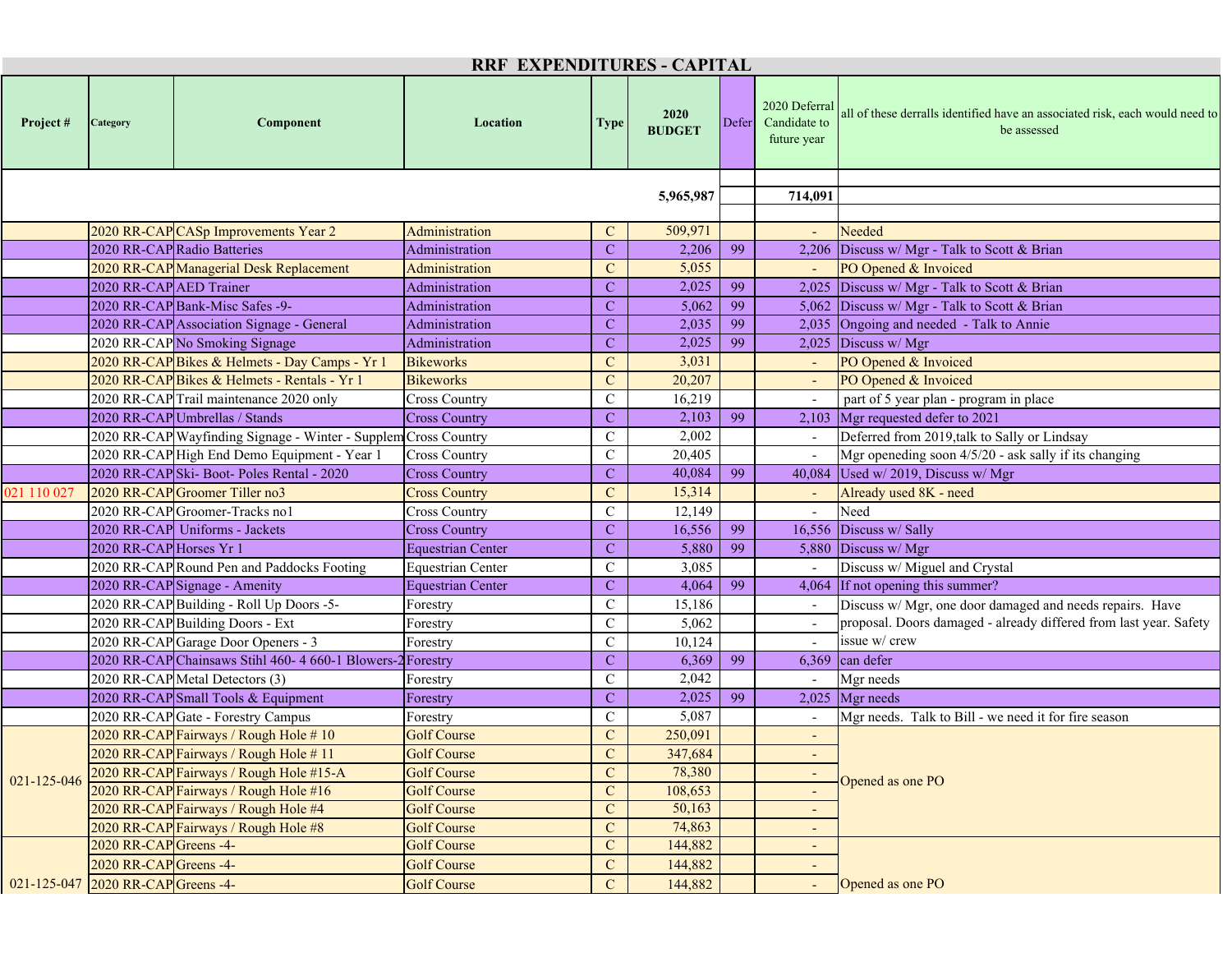## RRF EXPENDITURES - CAPITAL

| Project # | Category | Component | Location | Type | 2020 BUDGET | Defer | 2020 Deferral Candidate to future year | all of these derralls identified have an associated risk, each would need to be assessed |
|---|---|---|---|---|---|---|---|---|
| | | | | | 5,965,987 | | 714,091 | |
| | 2020 RR-CAP | CASp Improvements Year 2 | Administration | C | 509,971 | | - | Needed |
| | 2020 RR-CAP | Radio Batteries | Administration | C | 2,206 | 99 | 2,206 | Discuss w/ Mgr - Talk to Scott & Brian |
| | 2020 RR-CAP | Managerial Desk Replacement | Administration | C | 5,055 | | - | PO Opened & Invoiced |
| | 2020 RR-CAP | AED Trainer | Administration | C | 2,025 | 99 | 2,025 | Discuss w/ Mgr - Talk to Scott & Brian |
| | 2020 RR-CAP | Bank-Misc Safes -9- | Administration | C | 5,062 | 99 | 5,062 | Discuss w/ Mgr - Talk to Scott & Brian |
| | 2020 RR-CAP | Association Signage - General | Administration | C | 2,035 | 99 | 2,035 | Ongoing and needed - Talk to Annie |
| | 2020 RR-CAP | No Smoking Signage | Administration | C | 2,025 | 99 | 2,025 | Discuss w/ Mgr |
| | 2020 RR-CAP | Bikes & Helmets - Day Camps - Yr 1 | Bikeworks | C | 3,031 | | - | PO Opened & Invoiced |
| | 2020 RR-CAP | Bikes & Helmets - Rentals - Yr 1 | Bikeworks | C | 20,207 | | - | PO Opened & Invoiced |
| | 2020 RR-CAP | Trail maintenance 2020 only | Cross Country | C | 16,219 | | - | part of 5 year plan - program in place |
| | 2020 RR-CAP | Umbrellas / Stands | Cross Country | C | 2,103 | 99 | 2,103 | Mgr requested defer to 2021 |
| | 2020 RR-CAP | Wayfinding Signage - Winter - Supplem | Cross Country | C | 2,002 | | - | Deferred from 2019,talk to Sally or Lindsay |
| | 2020 RR-CAP | High End Demo Equipment - Year 1 | Cross Country | C | 20,405 | | - | Mgr openeding soon 4/5/20 - ask sally if its changing |
| | 2020 RR-CAP | Ski- Boot- Poles Rental - 2020 | Cross Country | C | 40,084 | 99 | 40,084 | Used w/ 2019, Discuss w/ Mgr |
| 021 110 027 | 2020 RR-CAP | Groomer Tiller no3 | Cross Country | C | 15,314 | | - | Already used 8K - need |
| | 2020 RR-CAP | Groomer-Tracks no1 | Cross Country | C | 12,149 | | - | Need |
| | 2020 RR-CAP | Uniforms - Jackets | Cross Country | C | 16,556 | 99 | 16,556 | Discuss w/ Sally |
| | 2020 RR-CAP | Horses Yr 1 | Equestrian Center | C | 5,880 | 99 | 5,880 | Discuss w/ Mgr |
| | 2020 RR-CAP | Round Pen and Paddocks Footing | Equestrian Center | C | 3,085 | | - | Discuss w/ Miguel and Crystal |
| | 2020 RR-CAP | Signage - Amenity | Equestrian Center | C | 4,064 | 99 | 4,064 | If not opening this summer? |
| | 2020 RR-CAP | Building - Roll Up Doors -5- | Forestry | C | 15,186 | | - | Discuss w/ Mgr, one door damaged and needs repairs. Have proposal. Doors damaged - already differed from last year. Safety issue w/ crew |
| | 2020 RR-CAP | Building Doors - Ext | Forestry | C | 5,062 | | - | |
| | 2020 RR-CAP | Garage Door Openers - 3 | Forestry | C | 10,124 | | - | |
| | 2020 RR-CAP | Chainsaws Stihl 460- 4 660-1 Blowers-2 | Forestry | C | 6,369 | 99 | 6,369 | can defer |
| | 2020 RR-CAP | Metal Detectors (3) | Forestry | C | 2,042 | | - | Mgr needs |
| | 2020 RR-CAP | Small Tools & Equipment | Forestry | C | 2,025 | 99 | 2,025 | Mgr needs |
| | 2020 RR-CAP | Gate - Forestry Campus | Forestry | C | 5,087 | | - | Mgr needs. Talk to Bill - we need it for fire season |
| 021-125-046 | 2020 RR-CAP | Fairways / Rough Hole # 10 | Golf Course | C | 250,091 | | - | Opened as one PO |
| | 2020 RR-CAP | Fairways / Rough Hole # 11 | Golf Course | C | 347,684 | | - | |
| | 2020 RR-CAP | Fairways / Rough Hole #15-A | Golf Course | C | 78,380 | | - | |
| | 2020 RR-CAP | Fairways / Rough Hole #16 | Golf Course | C | 108,653 | | - | |
| | 2020 RR-CAP | Fairways / Rough Hole #4 | Golf Course | C | 50,163 | | - | |
| | 2020 RR-CAP | Fairways / Rough Hole #8 | Golf Course | C | 74,863 | | - | |
| 021-125-047 | 2020 RR-CAP | Greens -4- | Golf Course | C | 144,882 | | - | Opened as one PO |
| | 2020 RR-CAP | Greens -4- | Golf Course | C | 144,882 | | - | |
| | 2020 RR-CAP | Greens -4- | Golf Course | C | 144,882 | | - | |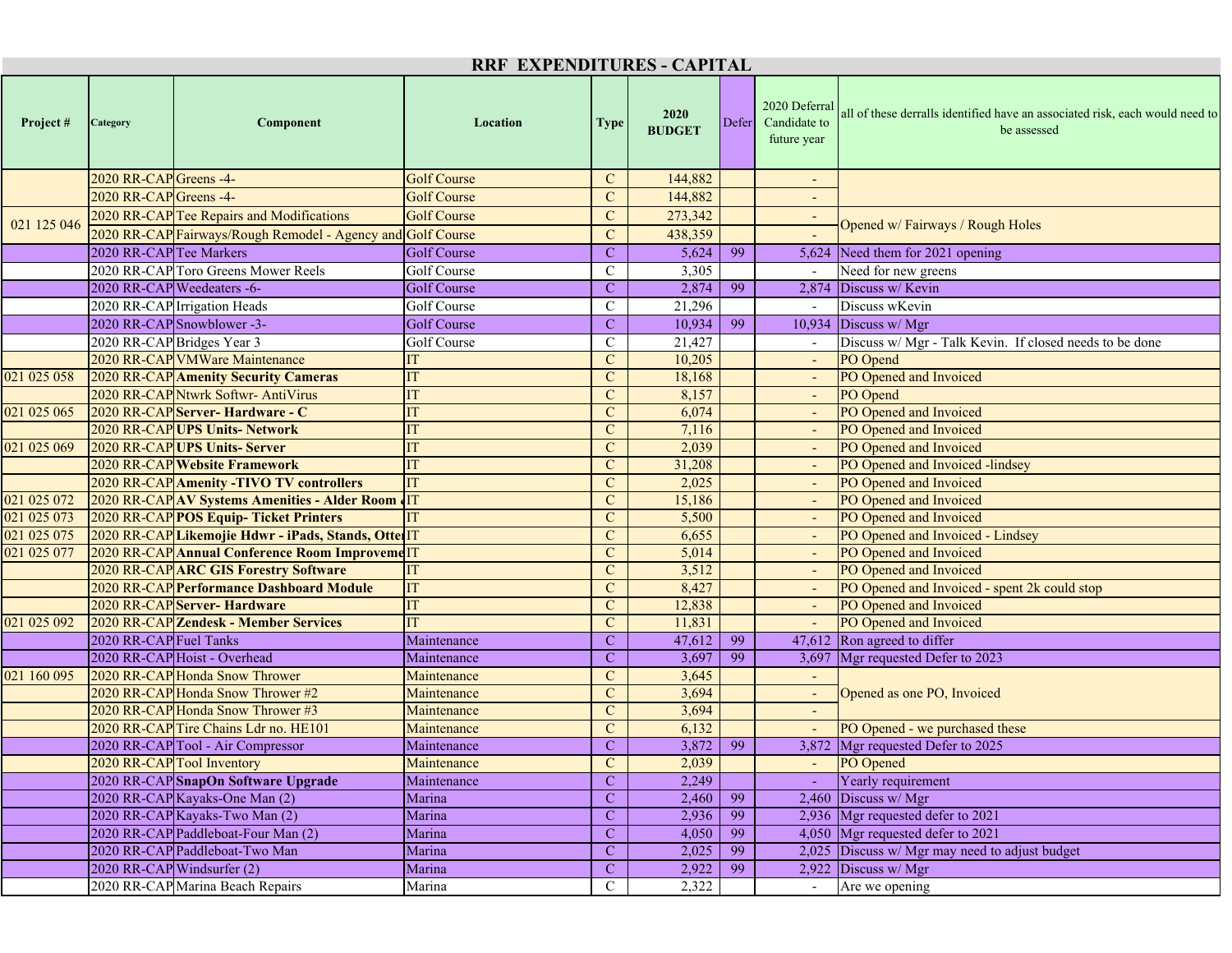## RRF EXPENDITURES - CAPITAL

| Project # | Category | Component | Location | Type | 2020 BUDGET | Defer | 2020 Deferral Candidate to future year | all of these derralls identified have an associated risk, each would need to be assessed |
|---|---|---|---|---|---|---|---|---|
| | 2020 RR-CAP | Greens -4- | Golf Course | C | 144,882 | | - | |
| | 2020 RR-CAP | Greens -4- | Golf Course | C | 144,882 | | - | |
| 021 125 046 | 2020 RR-CAP | Tee Repairs and Modifications | Golf Course | C | 273,342 | | - | Opened w/ Fairways / Rough Holes |
| | 2020 RR-CAP | Fairways/Rough Remodel - Agency and | Golf Course | C | 438,359 | | - | |
| | 2020 RR-CAP | Tee Markers | Golf Course | C | 5,624 | 99 | 5,624 | Need them for 2021 opening |
| | 2020 RR-CAP | Toro Greens Mower Reels | Golf Course | C | 3,305 | | - | Need for new greens |
| | 2020 RR-CAP | Weedeaters -6- | Golf Course | C | 2,874 | 99 | 2,874 | Discuss w/ Kevin |
| | 2020 RR-CAP | Irrigation Heads | Golf Course | C | 21,296 | | - | Discuss wKevin |
| | 2020 RR-CAP | Snowblower -3- | Golf Course | C | 10,934 | 99 | 10,934 | Discuss w/ Mgr |
| | 2020 RR-CAP | Bridges Year 3 | Golf Course | C | 21,427 | | - | Discuss w/ Mgr - Talk Kevin. If closed needs to be done |
| | 2020 RR-CAP | VMWare Maintenance | IT | C | 10,205 | | - | PO Opend |
| 021 025 058 | 2020 RR-CAP | **Amenity Security Cameras** | IT | C | 18,168 | | - | PO Opened and Invoiced |
| | 2020 RR-CAP | Ntwrk Softwr- AntiVirus | IT | C | 8,157 | | - | PO Opend |
| 021 025 065 | 2020 RR-CAP | **Server- Hardware - C** | IT | C | 6,074 | | - | PO Opened and Invoiced |
| | 2020 RR-CAP | **UPS Units- Network** | IT | C | 7,116 | | - | PO Opened and Invoiced |
| 021 025 069 | 2020 RR-CAP | **UPS Units- Server** | IT | C | 2,039 | | - | PO Opened and Invoiced |
| | 2020 RR-CAP | **Website Framework** | IT | C | 31,208 | | - | PO Opened and Invoiced -lindsey |
| | 2020 RR-CAP | **Amenity -TIVO TV controllers** | IT | C | 2,025 | | - | PO Opened and Invoiced |
| 021 025 072 | 2020 RR-CAP | **AV Systems Amenities - Alder Room** | IT | C | 15,186 | | - | PO Opened and Invoiced |
| 021 025 073 | 2020 RR-CAP | **POS Equip- Ticket Printers** | IT | C | 5,500 | | - | PO Opened and Invoiced |
| 021 025 075 | 2020 RR-CAP | **Likemojie Hdwr - iPads, Stands, Otte** | IT | C | 6,655 | | - | PO Opened and Invoiced - Lindsey |
| 021 025 077 | 2020 RR-CAP | **Annual Conference Room Improveme** | IT | C | 5,014 | | - | PO Opened and Invoiced |
| | 2020 RR-CAP | **ARC GIS Forestry Software** | IT | C | 3,512 | | - | PO Opened and Invoiced |
| | 2020 RR-CAP | **Performance Dashboard Module** | IT | C | 8,427 | | - | PO Opened and Invoiced - spent 2k could stop |
| | 2020 RR-CAP | **Server- Hardware** | IT | C | 12,838 | | - | PO Opened and Invoiced |
| 021 025 092 | 2020 RR-CAP | **Zendesk - Member Services** | IT | C | 11,831 | | - | PO Opened and Invoiced |
| | 2020 RR-CAP | Fuel Tanks | Maintenance | C | 47,612 | 99 | 47,612 | Ron agreed to differ |
| | 2020 RR-CAP | Hoist - Overhead | Maintenance | C | 3,697 | 99 | 3,697 | Mgr requested Defer to 2023 |
| 021 160 095 | 2020 RR-CAP | Honda Snow Thrower | Maintenance | C | 3,645 | | - | Opened as one PO, Invoiced |
| | 2020 RR-CAP | Honda Snow Thrower #2 | Maintenance | C | 3,694 | | - | |
| | 2020 RR-CAP | Honda Snow Thrower #3 | Maintenance | C | 3,694 | | - | |
| | 2020 RR-CAP | Tire Chains Ldr no. HE101 | Maintenance | C | 6,132 | | - | PO Opened - we purchased these |
| | 2020 RR-CAP | Tool - Air Compressor | Maintenance | C | 3,872 | 99 | 3,872 | Mgr requested Defer to 2025 |
| | 2020 RR-CAP | Tool Inventory | Maintenance | C | 2,039 | | - | PO Opened |
| | 2020 RR-CAP | **SnapOn Software Upgrade** | Maintenance | C | 2,249 | | - | Yearly requirement |
| | 2020 RR-CAP | Kayaks-One Man (2) | Marina | C | 2,460 | 99 | 2,460 | Discuss w/ Mgr |
| | 2020 RR-CAP | Kayaks-Two Man (2) | Marina | C | 2,936 | 99 | 2,936 | Mgr requested defer to 2021 |
| | 2020 RR-CAP | Paddleboat-Four Man (2) | Marina | C | 4,050 | 99 | 4,050 | Mgr requested defer to 2021 |
| | 2020 RR-CAP | Paddleboat-Two Man | Marina | C | 2,025 | 99 | 2,025 | Discuss w/ Mgr may need to adjust budget |
| | 2020 RR-CAP | Windsurfer (2) | Marina | C | 2,922 | 99 | 2,922 | Discuss w/ Mgr |
| | 2020 RR-CAP | Marina Beach Repairs | Marina | C | 2,322 | | - | Are we opening |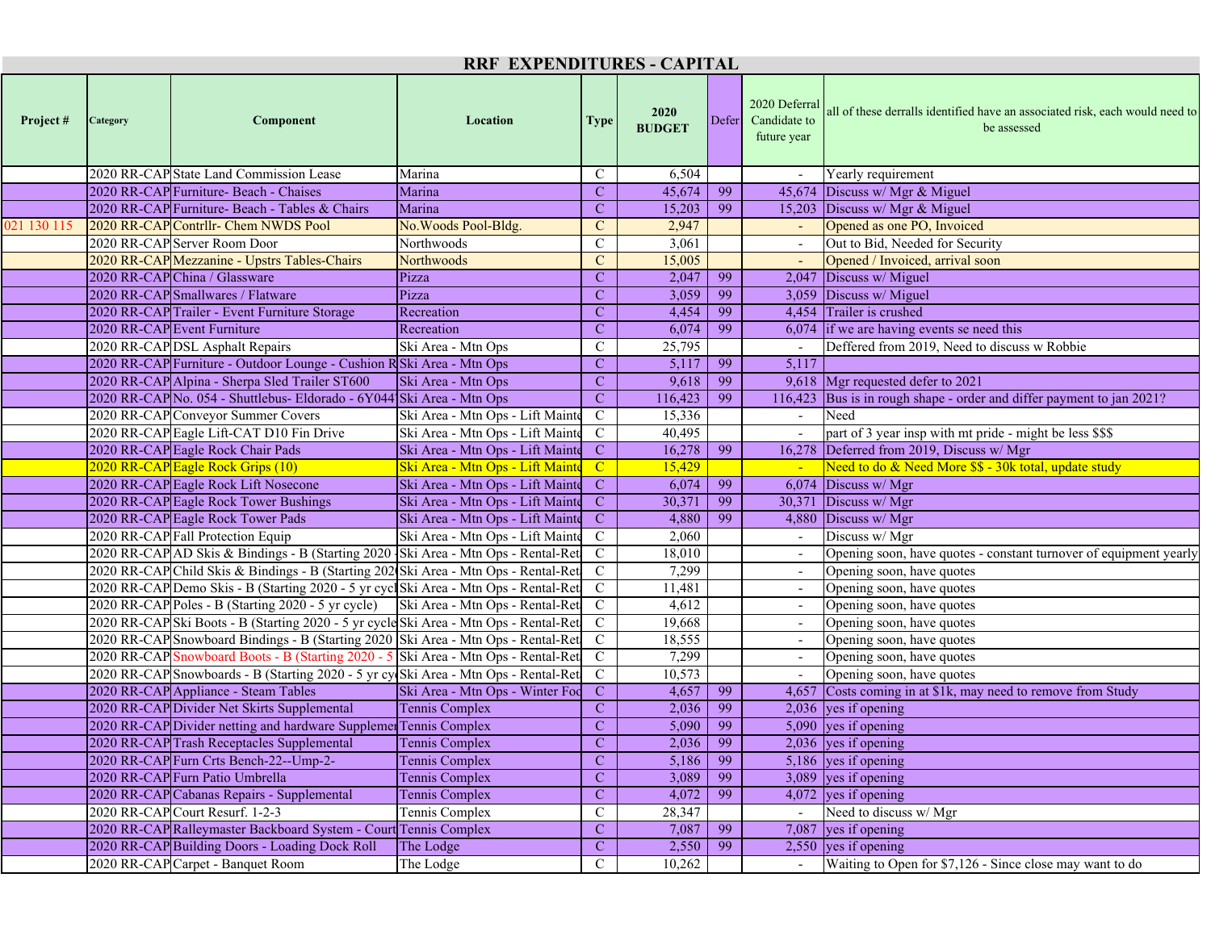## RRF EXPENDITURES - CAPITAL

| Project # | Category | Component | Location | Type | 2020 BUDGET | Defer | 2020 Deferral Candidate to future year | all of these derralls identified have an associated risk, each would need to be assessed |
|---|---|---|---|---|---|---|---|---|
| | 2020 RR-CAP | State Land Commission Lease | Marina | C | 6,504 | | - | Yearly requirement |
| | 2020 RR-CAP | Furniture- Beach - Chaises | Marina | C | 45,674 | 99 | 45,674 | Discuss w/ Mgr & Miguel |
| | 2020 RR-CAP | Furniture- Beach - Tables & Chairs | Marina | C | 15,203 | 99 | 15,203 | Discuss w/ Mgr & Miguel |
| 021 130 115 | 2020 RR-CAP | Contrllr- Chem NWDS Pool | No.Woods Pool-Bldg. | C | 2,947 | | - | Opened as one PO, Invoiced |
| | 2020 RR-CAP | Server Room Door | Northwoods | C | 3,061 | | - | Out to Bid, Needed for Security |
| | 2020 RR-CAP | Mezzanine - Upstrs Tables-Chairs | Northwoods | C | 15,005 | | - | Opened / Invoiced, arrival soon |
| | 2020 RR-CAP | China / Glassware | Pizza | C | 2,047 | 99 | 2,047 | Discuss w/ Miguel |
| | 2020 RR-CAP | Smallwares / Flatware | Pizza | C | 3,059 | 99 | 3,059 | Discuss w/ Miguel |
| | 2020 RR-CAP | Trailer - Event Furniture Storage | Recreation | C | 4,454 | 99 | 4,454 | Trailer is crushed |
| | 2020 RR-CAP | Event Furniture | Recreation | C | 6,074 | 99 | 6,074 | if we are having events se need this |
| | 2020 RR-CAP | DSL Asphalt Repairs | Ski Area - Mtn Ops | C | 25,795 | | - | Deffered from 2019, Need to discuss w Robbie |
| | 2020 RR-CAP | Furniture - Outdoor Lounge - Cushion R | Ski Area - Mtn Ops | C | 5,117 | 99 | 5,117 | |
| | 2020 RR-CAP | Alpina - Sherpa Sled Trailer ST600 | Ski Area - Mtn Ops | C | 9,618 | 99 | 9,618 | Mgr requested defer to 2021 |
| | 2020 RR-CAP | No. 054 - Shuttlebus- Eldorado - 6Y044 | Ski Area - Mtn Ops | C | 116,423 | 99 | 116,423 | Bus is in rough shape - order and differ payment to jan 2021? |
| | 2020 RR-CAP | Conveyor Summer Covers | Ski Area - Mtn Ops - Lift Mainte | C | 15,336 | | - | Need |
| | 2020 RR-CAP | Eagle Lift-CAT D10 Fin Drive | Ski Area - Mtn Ops - Lift Mainte | C | 40,495 | | - | part of 3 year insp with mt pride - might be less $$$ |
| | 2020 RR-CAP | Eagle Rock Chair Pads | Ski Area - Mtn Ops - Lift Mainte | C | 16,278 | 99 | 16,278 | Deferred from 2019, Discuss w/ Mgr |
| | 2020 RR-CAP | Eagle Rock Grips (10) | Ski Area - Mtn Ops - Lift Mainte | C | 15,429 | | - | Need to do & Need More $$ - 30k total, update study |
| | 2020 RR-CAP | Eagle Rock Lift Nosecone | Ski Area - Mtn Ops - Lift Mainte | C | 6,074 | 99 | 6,074 | Discuss w/ Mgr |
| | 2020 RR-CAP | Eagle Rock Tower Bushings | Ski Area - Mtn Ops - Lift Mainte | C | 30,371 | 99 | 30,371 | Discuss w/ Mgr |
| | 2020 RR-CAP | Eagle Rock Tower Pads | Ski Area - Mtn Ops - Lift Mainte | C | 4,880 | 99 | 4,880 | Discuss w/ Mgr |
| | 2020 RR-CAP | Fall Protection Equip | Ski Area - Mtn Ops - Lift Mainte | C | 2,060 | | - | Discuss w/ Mgr |
| | 2020 RR-CAP | AD Skis & Bindings - B (Starting 2020 - | Ski Area - Mtn Ops - Rental-Ret | C | 18,010 | | - | Opening soon, have quotes - constant turnover of equipment yearly |
| | 2020 RR-CAP | Child Skis & Bindings - B (Starting 202 | Ski Area - Mtn Ops - Rental-Ret | C | 7,299 | | - | Opening soon, have quotes |
| | 2020 RR-CAP | Demo Skis - B (Starting 2020 - 5 yr cycl | Ski Area - Mtn Ops - Rental-Ret | C | 11,481 | | - | Opening soon, have quotes |
| | 2020 RR-CAP | Poles - B (Starting 2020 - 5 yr cycle) | Ski Area - Mtn Ops - Rental-Ret | C | 4,612 | | - | Opening soon, have quotes |
| | 2020 RR-CAP | Ski Boots - B (Starting 2020 - 5 yr cycle | Ski Area - Mtn Ops - Rental-Ret | C | 19,668 | | - | Opening soon, have quotes |
| | 2020 RR-CAP | Snowboard Bindings - B (Starting 2020 | Ski Area - Mtn Ops - Rental-Ret | C | 18,555 | | - | Opening soon, have quotes |
| | 2020 RR-CAP | Snowboard Boots - B (Starting 2020 - 5 | Ski Area - Mtn Ops - Rental-Ret | C | 7,299 | | - | Opening soon, have quotes |
| | 2020 RR-CAP | Snowboards - B (Starting 2020 - 5 yr cy | Ski Area - Mtn Ops - Rental-Ret | C | 10,573 | | - | Opening soon, have quotes |
| | 2020 RR-CAP | Appliance - Steam Tables | Ski Area - Mtn Ops - Winter Foo | C | 4,657 | 99 | 4,657 | Costs coming in at $1k, may need to remove from Study |
| | 2020 RR-CAP | Divider Net Skirts Supplemental | Tennis Complex | C | 2,036 | 99 | 2,036 | yes if opening |
| | 2020 RR-CAP | Divider netting and hardware Supplemen | Tennis Complex | C | 5,090 | 99 | 5,090 | yes if opening |
| | 2020 RR-CAP | Trash Receptacles Supplemental | Tennis Complex | C | 2,036 | 99 | 2,036 | yes if opening |
| | 2020 RR-CAP | Furn Crts Bench-22--Ump-2- | Tennis Complex | C | 5,186 | 99 | 5,186 | yes if opening |
| | 2020 RR-CAP | Furn Patio Umbrella | Tennis Complex | C | 3,089 | 99 | 3,089 | yes if opening |
| | 2020 RR-CAP | Cabanas Repairs - Supplemental | Tennis Complex | C | 4,072 | 99 | 4,072 | yes if opening |
| | 2020 RR-CAP | Court Resurf. 1-2-3 | Tennis Complex | C | 28,347 | | - | Need to discuss w/ Mgr |
| | 2020 RR-CAP | Ralleymaster Backboard System - Court | Tennis Complex | C | 7,087 | 99 | 7,087 | yes if opening |
| | 2020 RR-CAP | Building Doors - Loading Dock Roll | The Lodge | C | 2,550 | 99 | 2,550 | yes if opening |
| | 2020 RR-CAP | Carpet - Banquet Room | The Lodge | C | 10,262 | | - | Waiting to Open for $7,126 - Since close may want to do |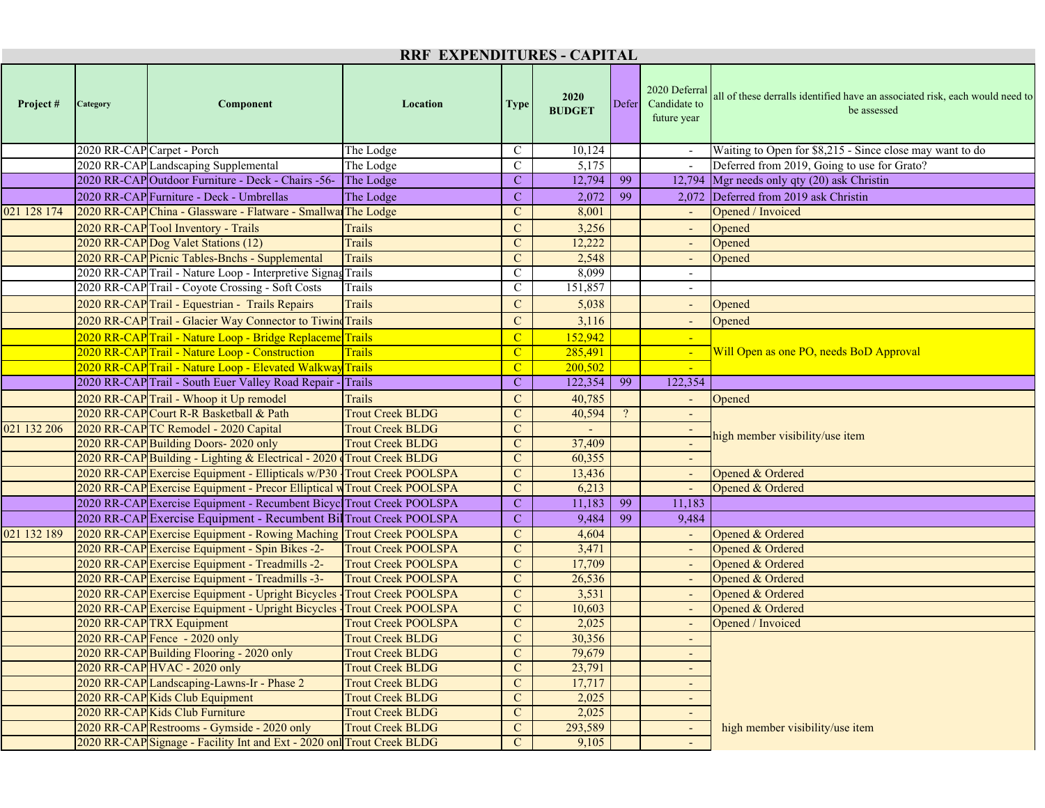# RRF EXPENDITURES - CAPITAL

| Project # | Category | Component | Location | Type | 2020 BUDGET | Defer | 2020 Deferral Candidate to future year | all of these derrals identified have an associated risk, each would need to be assessed |
|---|---|---|---|---|---|---|---|---|
| | 2020 RR-CAP | Carpet - Porch | The Lodge | C | 10,124 | | - | Waiting to Open for $8,215 - Since close may want to do |
| | 2020 RR-CAP | Landscaping Supplemental | The Lodge | C | 5,175 | | - | Deferred from 2019, Going to use for Grato? |
| | 2020 RR-CAP | Outdoor Furniture - Deck - Chairs -56- | The Lodge | C | 12,794 | 99 | 12,794 | Mgr needs only qty (20) ask Christin |
| | 2020 RR-CAP | Furniture - Deck - Umbrellas | The Lodge | C | 2,072 | 99 | 2,072 | Deferred from 2019 ask Christin |
| 021 128 174 | 2020 RR-CAP | China - Glassware - Flatware - Smallwa | The Lodge | C | 8,001 | | - | Opened / Invoiced |
| | 2020 RR-CAP | Tool Inventory - Trails | Trails | C | 3,256 | | - | Opened |
| | 2020 RR-CAP | Dog Valet Stations (12) | Trails | C | 12,222 | | - | Opened |
| | 2020 RR-CAP | Picnic Tables-Bnchs - Supplemental | Trails | C | 2,548 | | - | Opened |
| | 2020 RR-CAP | Trail - Nature Loop - Interpretive Signag | Trails | C | 8,099 | | - | |
| | 2020 RR-CAP | Trail - Coyote Crossing - Soft Costs | Trails | C | 151,857 | | - | |
| | 2020 RR-CAP | Trail - Equestrian - Trails Repairs | Trails | C | 5,038 | | - | Opened |
| | 2020 RR-CAP | Trail - Glacier Way Connector to Twin | Trails | C | 3,116 | | - | Opened |
| | 2020 RR-CAP | Trail - Nature Loop - Bridge Replaceme | Trails | C | 152,942 | | - | Will Open as one PO, needs BoD Approval |
| | 2020 RR-CAP | Trail - Nature Loop - Construction | Trails | C | 285,491 | | - | |
| | 2020 RR-CAP | Trail - Nature Loop - Elevated Walkway | Trails | C | 200,502 | | - | |
| | 2020 RR-CAP | Trail - South Euer Valley Road Repair - | Trails | C | 122,354 | 99 | 122,354 | |
| | 2020 RR-CAP | Trail - Whoop it Up remodel | Trails | C | 40,785 | | - | Opened |
| | 2020 RR-CAP | Court R-R Basketball & Path | Trout Creek BLDG | C | 40,594 | ? | - | high member visibility/use item |
| 021 132 206 | 2020 RR-CAP | TC Remodel - 2020 Capital | Trout Creek BLDG | C | - | | - | |
| | 2020 RR-CAP | Building Doors- 2020 only | Trout Creek BLDG | C | 37,409 | | - | |
| | 2020 RR-CAP | Building - Lighting & Electrical - 2020 | Trout Creek BLDG | C | 60,355 | | - | |
| | 2020 RR-CAP | Exercise Equipment - Ellipticals w/P30 - | Trout Creek POOLSPA | C | 13,436 | | - | Opened & Ordered |
| | 2020 RR-CAP | Exercise Equipment - Precor Elliptical w | Trout Creek POOLSPA | C | 6,213 | | - | Opened & Ordered |
| | 2020 RR-CAP | Exercise Equipment - Recumbent Bicyc | Trout Creek POOLSPA | C | 11,183 | 99 | 11,183 | |
| | 2020 RR-CAP | Exercise Equipment - Recumbent Bi | Trout Creek POOLSPA | C | 9,484 | 99 | 9,484 | |
| 021 132 189 | 2020 RR-CAP | Exercise Equipment - Rowing Maching | Trout Creek POOLSPA | C | 4,604 | | - | Opened & Ordered |
| | 2020 RR-CAP | Exercise Equipment - Spin Bikes -2- | Trout Creek POOLSPA | C | 3,471 | | - | Opened & Ordered |
| | 2020 RR-CAP | Exercise Equipment - Treadmills -2- | Trout Creek POOLSPA | C | 17,709 | | - | Opened & Ordered |
| | 2020 RR-CAP | Exercise Equipment - Treadmills -3- | Trout Creek POOLSPA | C | 26,536 | | - | Opened & Ordered |
| | 2020 RR-CAP | Exercise Equipment - Upright Bicycles - | Trout Creek POOLSPA | C | 3,531 | | - | Opened & Ordered |
| | 2020 RR-CAP | Exercise Equipment - Upright Bicycles - | Trout Creek POOLSPA | C | 10,603 | | - | Opened & Ordered |
| | 2020 RR-CAP | TRX Equipment | Trout Creek POOLSPA | C | 2,025 | | - | Opened / Invoiced |
| | 2020 RR-CAP | Fence - 2020 only | Trout Creek BLDG | C | 30,356 | | - | high member visibility/use item |
| | 2020 RR-CAP | Building Flooring - 2020 only | Trout Creek BLDG | C | 79,679 | | - | |
| | 2020 RR-CAP | HVAC - 2020 only | Trout Creek BLDG | C | 23,791 | | - | |
| | 2020 RR-CAP | Landscaping-Lawns-Ir - Phase 2 | Trout Creek BLDG | C | 17,717 | | - | |
| | 2020 RR-CAP | Kids Club Equipment | Trout Creek BLDG | C | 2,025 | | - | |
| | 2020 RR-CAP | Kids Club Furniture | Trout Creek BLDG | C | 2,025 | | - | |
| | 2020 RR-CAP | Restrooms - Gymside - 2020 only | Trout Creek BLDG | C | 293,589 | | - | |
| | 2020 RR-CAP | Signage - Facility Int and Ext - 2020 onl | Trout Creek BLDG | C | 9,105 | | - | |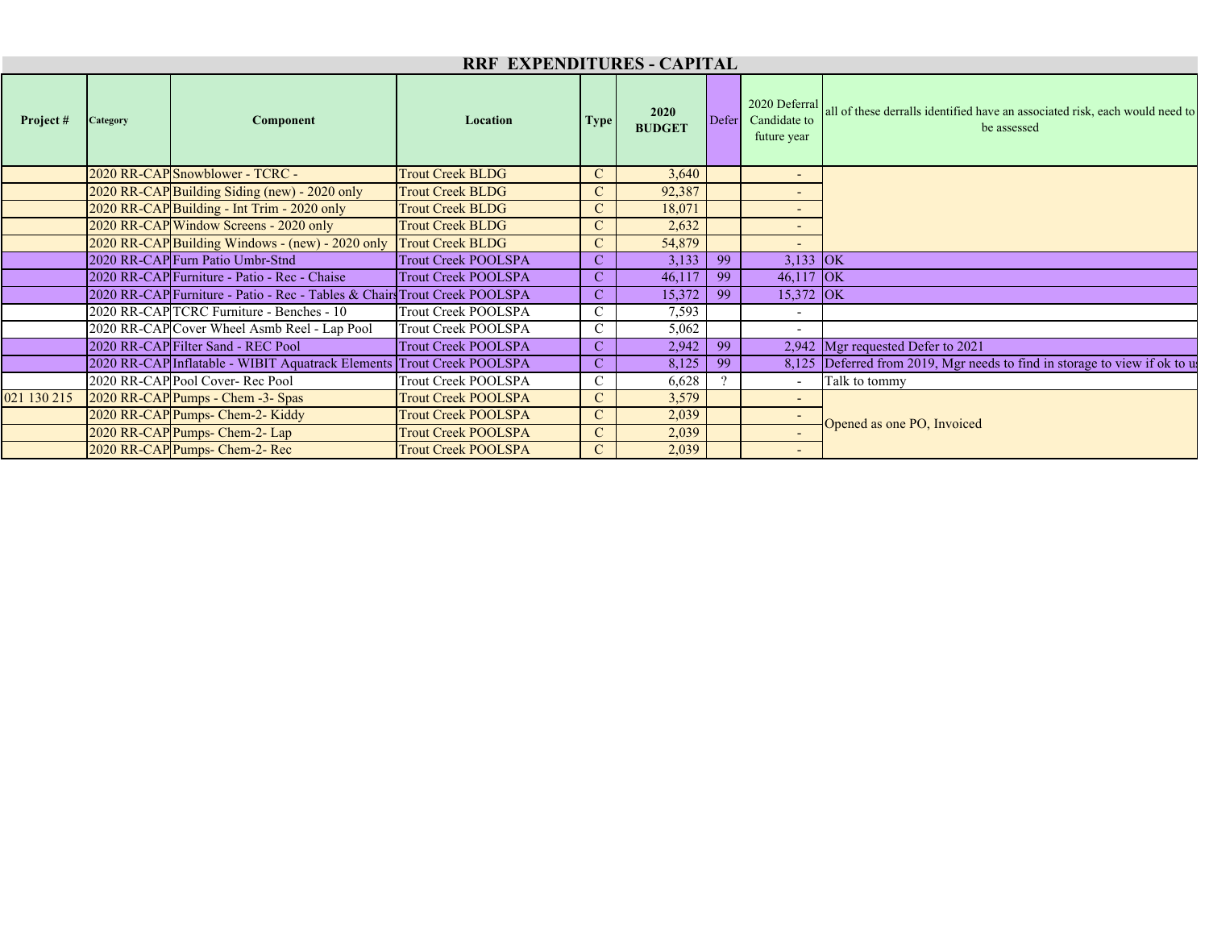# RRF EXPENDITURES - CAPITAL

| Project # | Category | Component | Location | Type | 2020 BUDGET | Defer | 2020 Deferral Candidate to future year | all of these derralls identified have an associated risk, each would need to be assessed |
|---|---|---|---|---|---|---|---|---|
| | 2020 RR-CAP | Snowblower - TCRC - | Trout Creek BLDG | C | 3,640 | | - | |
| | 2020 RR-CAP | Building Siding (new) - 2020 only | Trout Creek BLDG | C | 92,387 | | - | |
| | 2020 RR-CAP | Building - Int Trim - 2020 only | Trout Creek BLDG | C | 18,071 | | - | |
| | 2020 RR-CAP | Window Screens - 2020 only | Trout Creek BLDG | C | 2,632 | | - | |
| | 2020 RR-CAP | Building Windows - (new) - 2020 only | Trout Creek BLDG | C | 54,879 | | - | |
| | 2020 RR-CAP | Furn Patio Umbr-Stnd | Trout Creek POOLSPA | C | 3,133 | 99 | 3,133 | OK |
| | 2020 RR-CAP | Furniture - Patio - Rec - Chaise | Trout Creek POOLSPA | C | 46,117 | 99 | 46,117 | OK |
| | 2020 RR-CAP | Furniture - Patio - Rec - Tables & Chairs | Trout Creek POOLSPA | C | 15,372 | 99 | 15,372 | OK |
| | 2020 RR-CAP | TCRC Furniture - Benches - 10 | Trout Creek POOLSPA | C | 7,593 | | - | |
| | 2020 RR-CAP | Cover Wheel Asmb Reel - Lap Pool | Trout Creek POOLSPA | C | 5,062 | | - | |
| | 2020 RR-CAP | Filter Sand - REC Pool | Trout Creek POOLSPA | C | 2,942 | 99 | 2,942 | Mgr requested Defer to 2021 |
| | 2020 RR-CAP | Inflatable - WIBIT Aquatrack Elements | Trout Creek POOLSPA | C | 8,125 | 99 | 8,125 | Deferred from 2019, Mgr needs to find in storage to view if ok to us |
| | 2020 RR-CAP | Pool Cover- Rec Pool | Trout Creek POOLSPA | C | 6,628 | ? | - | Talk to tommy |
| 021 130 215 | 2020 RR-CAP | Pumps - Chem -3- Spas | Trout Creek POOLSPA | C | 3,579 | | - | Opened as one PO, Invoiced |
| | 2020 RR-CAP | Pumps- Chem-2- Kiddy | Trout Creek POOLSPA | C | 2,039 | | - | |
| | 2020 RR-CAP | Pumps- Chem-2- Lap | Trout Creek POOLSPA | C | 2,039 | | - | |
| | 2020 RR-CAP | Pumps- Chem-2- Rec | Trout Creek POOLSPA | C | 2,039 | | - | |